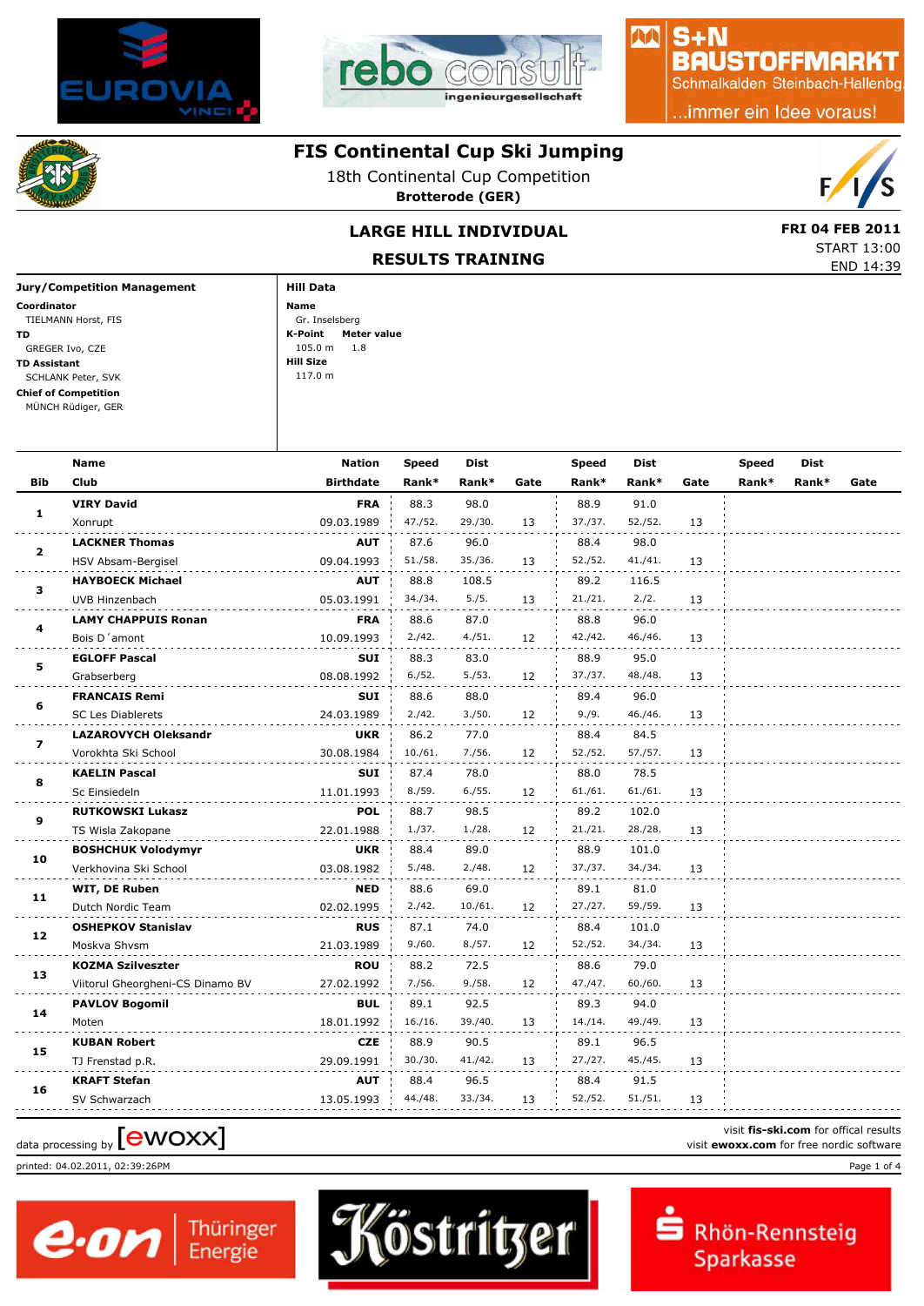# FIS Continental Cup Ski Jumping

18th Continental Cup Competition

**Brotterode (GER)**

## LARGE HILL INDIVIDUAL

## RESULTS TRAINING

**FRI 04 FEB 2011**
START 13:00
END 14:39

**Jury/Competition Management**

**Coordinator**
TIELMANN Horst, FIS
**TD**
GREGER Ivo, CZE
**TD Assistant**
SCHLANK Peter, SVK
**Chief of Competition**
MÜNCH Rüdiger, GER

**Hill Data**

**Name**
Gr. Inselsberg
**K-Point** / **Meter value**
105.0 m / 1.8
**Hill Size**
117.0 m

| Bib | Name / Club | Nation / Birthdate | Speed Rank* | Dist Rank* | Gate | Speed Rank* | Dist Rank* | Gate | Speed Rank* | Dist Rank* | Gate |
|---|---|---|---|---|---|---|---|---|---|---|---|
| 1 | **VIRY David** | **FRA** | 88.3 | 98.0 | | 88.9 | 91.0 | | | | |
| | Xonrupt | 09.03.1989 | 47./52. | 29./30. | 13 | 37./37. | 52./52. | 13 | | | |
| 2 | **LACKNER Thomas** | **AUT** | 87.6 | 96.0 | | 88.4 | 98.0 | | | | |
| | HSV Absam-Bergisel | 09.04.1993 | 51./58. | 35./36. | 13 | 52./52. | 41./41. | 13 | | | |
| 3 | **HAYBOECK Michael** | **AUT** | 88.8 | 108.5 | | 89.2 | 116.5 | | | | |
| | UVB Hinzenbach | 05.03.1991 | 34./34. | 5./5. | 13 | 21./21. | 2./2. | 13 | | | |
| 4 | **LAMY CHAPPUIS Ronan** | **FRA** | 88.6 | 87.0 | | 88.8 | 96.0 | | | | |
| | Bois D´amont | 10.09.1993 | 2./42. | 4./51. | 12 | 42./42. | 46./46. | 13 | | | |
| 5 | **EGLOFF Pascal** | **SUI** | 88.3 | 83.0 | | 88.9 | 95.0 | | | | |
| | Grabserberg | 08.08.1992 | 6./52. | 5./53. | 12 | 37./37. | 48./48. | 13 | | | |
| 6 | **FRANCAIS Remi** | **SUI** | 88.6 | 88.0 | | 89.4 | 96.0 | | | | |
| | SC Les Diablerets | 24.03.1989 | 2./42. | 3./50. | 12 | 9./9. | 46./46. | 13 | | | |
| 7 | **LAZAROVYCH Oleksandr** | **UKR** | 86.2 | 77.0 | | 88.4 | 84.5 | | | | |
| | Vorokhta Ski School | 30.08.1984 | 10./61. | 7./56. | 12 | 52./52. | 57./57. | 13 | | | |
| 8 | **KAELIN Pascal** | **SUI** | 87.4 | 78.0 | | 88.0 | 78.5 | | | | |
| | Sc Einsiedeln | 11.01.1993 | 8./59. | 6./55. | 12 | 61./61. | 61./61. | 13 | | | |
| 9 | **RUTKOWSKI Lukasz** | **POL** | 88.7 | 98.5 | | 89.2 | 102.0 | | | | |
| | TS Wisla Zakopane | 22.01.1988 | 1./37. | 1./28. | 12 | 21./21. | 28./28. | 13 | | | |
| 10 | **BOSHCHUK Volodymyr** | **UKR** | 88.4 | 89.0 | | 88.9 | 101.0 | | | | |
| | Verkhovina Ski School | 03.08.1982 | 5./48. | 2./48. | 12 | 37./37. | 34./34. | 13 | | | |
| 11 | **WIT, DE Ruben** | **NED** | 88.6 | 69.0 | | 89.1 | 81.0 | | | | |
| | Dutch Nordic Team | 02.02.1995 | 2./42. | 10./61. | 12 | 27./27. | 59./59. | 13 | | | |
| 12 | **OSHEPKOV Stanislav** | **RUS** | 87.1 | 74.0 | | 88.4 | 101.0 | | | | |
| | Moskva Shvsm | 21.03.1989 | 9./60. | 8./57. | 12 | 52./52. | 34./34. | 13 | | | |
| 13 | **KOZMA Szilveszter** | **ROU** | 88.2 | 72.5 | | 88.6 | 79.0 | | | | |
| | Viitorul Gheorgheni-CS Dinamo BV | 27.02.1992 | 7./56. | 9./58. | 12 | 47./47. | 60./60. | 13 | | | |
| 14 | **PAVLOV Bogomil** | **BUL** | 89.1 | 92.5 | | 89.3 | 94.0 | | | | |
| | Moten | 18.01.1992 | 16./16. | 39./40. | 13 | 14./14. | 49./49. | 13 | | | |
| 15 | **KUBAN Robert** | **CZE** | 88.9 | 90.5 | | 89.1 | 96.5 | | | | |
| | TJ Frenstad p.R. | 29.09.1991 | 30./30. | 41./42. | 13 | 27./27. | 45./45. | 13 | | | |
| 16 | **KRAFT Stefan** | **AUT** | 88.4 | 96.5 | | 88.4 | 91.5 | | | | |
| | SV Schwarzach | 13.05.1993 | 44./48. | 33./34. | 13 | 52./52. | 51./51. | 13 | | | |

data processing by [ewoxx]

visit **fis-ski.com** for offical results
visit **ewoxx.com** for free nordic software

printed: 04.02.2011, 02:39:26PM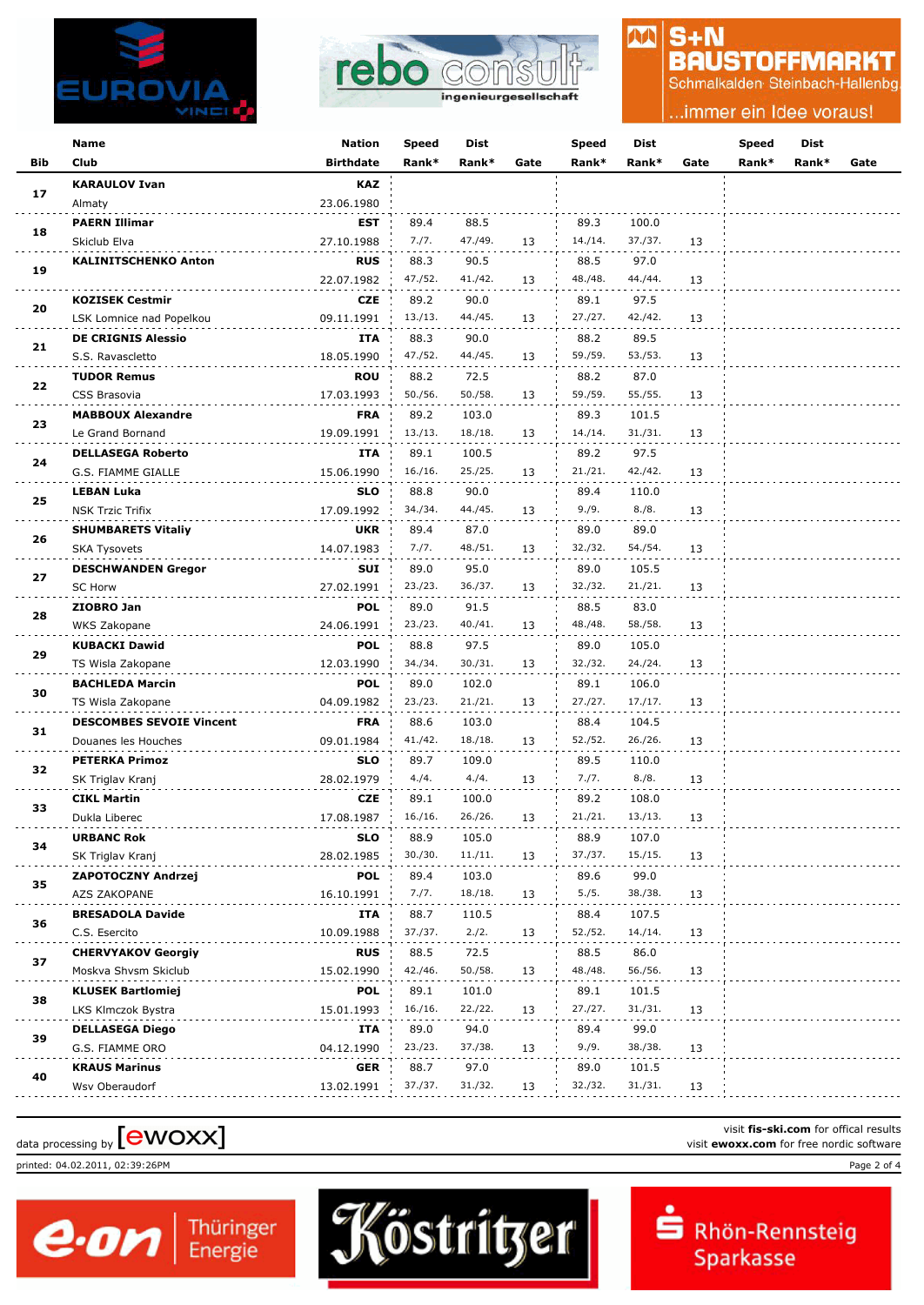| Bib | Name / Club | Nation / Birthdate | Speed Rank* | Dist Rank* | Gate | Speed Rank* | Dist Rank* | Gate | Speed Rank* | Dist Rank* | Gate |
|---|---|---|---|---|---|---|---|---|---|---|---|
| 17 | **KARAULOV Ivan** Almaty | **KAZ** 23.06.1980 | | | | | | | | | |
| 18 | **PAERN Illimar** Skiclub Elva | **EST** 27.10.1988 | 89.4 7./7. | 88.5 47./49. | 13 | 89.3 14./14. | 100.0 37./37. | 13 | | | |
| 19 | **KALINITSCHENKO Anton** | **RUS** 22.07.1982 | 88.3 47./52. | 90.5 41./42. | 13 | 88.5 48./48. | 97.0 44./44. | 13 | | | |
| 20 | **KOZISEK Cestmir** LSK Lomnice nad Popelkou | **CZE** 09.11.1991 | 89.2 13./13. | 90.0 44./45. | 13 | 89.1 27./27. | 97.5 42./42. | 13 | | | |
| 21 | **DE CRIGNIS Alessio** S.S. Ravascletto | **ITA** 18.05.1990 | 88.3 47./52. | 90.0 44./45. | 13 | 88.2 59./59. | 89.5 53./53. | 13 | | | |
| 22 | **TUDOR Remus** CSS Brasovia | **ROU** 17.03.1993 | 88.2 50./56. | 72.5 50./58. | 13 | 88.2 59./59. | 87.0 55./55. | 13 | | | |
| 23 | **MABBOUX Alexandre** Le Grand Bornand | **FRA** 19.09.1991 | 89.2 13./13. | 103.0 18./18. | 13 | 89.3 14./14. | 101.5 31./31. | 13 | | | |
| 24 | **DELLASEGA Roberto** G.S. FIAMME GIALLE | **ITA** 15.06.1990 | 89.1 16./16. | 100.5 25./25. | 13 | 89.2 21./21. | 97.5 42./42. | 13 | | | |
| 25 | **LEBAN Luka** NSK Trzic Trifix | **SLO** 17.09.1992 | 88.8 34./34. | 90.0 44./45. | 13 | 89.4 9./9. | 110.0 8./8. | 13 | | | |
| 26 | **SHUMBARETS Vitaliy** SKA Tysovets | **UKR** 14.07.1983 | 89.4 7./7. | 87.0 48./51. | 13 | 89.0 32./32. | 89.0 54./54. | 13 | | | |
| 27 | **DESCHWANDEN Gregor** SC Horw | **SUI** 27.02.1991 | 89.0 23./23. | 95.0 36./37. | 13 | 89.0 32./32. | 105.5 21./21. | 13 | | | |
| 28 | **ZIOBRO Jan** WKS Zakopane | **POL** 24.06.1991 | 89.0 23./23. | 91.5 40./41. | 13 | 88.5 48./48. | 83.0 58./58. | 13 | | | |
| 29 | **KUBACKI Dawid** TS Wisla Zakopane | **POL** 12.03.1990 | 88.8 34./34. | 97.5 30./31. | 13 | 89.0 32./32. | 105.0 24./24. | 13 | | | |
| 30 | **BACHLEDA Marcin** TS Wisla Zakopane | **POL** 04.09.1982 | 89.0 23./23. | 102.0 21./21. | 13 | 89.1 27./27. | 106.0 17./17. | 13 | | | |
| 31 | **DESCOMBES SEVOIE Vincent** Douanes les Houches | **FRA** 09.01.1984 | 88.6 41./42. | 103.0 18./18. | 13 | 88.4 52./52. | 104.5 26./26. | 13 | | | |
| 32 | **PETERKA Primoz** SK Triglav Kranj | **SLO** 28.02.1979 | 89.7 4./4. | 109.0 4./4. | 13 | 89.5 7./7. | 110.0 8./8. | 13 | | | |
| 33 | **CIKL Martin** Dukla Liberec | **CZE** 17.08.1987 | 89.1 16./16. | 100.0 26./26. | 13 | 89.2 21./21. | 108.0 13./13. | 13 | | | |
| 34 | **URBANC Rok** SK Triglav Kranj | **SLO** 28.02.1985 | 88.9 30./30. | 105.0 11./11. | 13 | 88.9 37./37. | 107.0 15./15. | 13 | | | |
| 35 | **ZAPOTOCZNY Andrzej** AZS ZAKOPANE | **POL** 16.10.1991 | 89.4 7./7. | 103.0 18./18. | 13 | 89.6 5./5. | 99.0 38./38. | 13 | | | |
| 36 | **BRESADOLA Davide** C.S. Esercito | **ITA** 10.09.1988 | 88.7 37./37. | 110.5 2./2. | 13 | 88.4 52./52. | 107.5 14./14. | 13 | | | |
| 37 | **CHERVYAKOV Georgiy** Moskva Shvsm Skiclub | **RUS** 15.02.1990 | 88.5 42./46. | 72.5 50./58. | 13 | 88.5 48./48. | 86.0 56./56. | 13 | | | |
| 38 | **KLUSEK Bartlomiej** LKS Klmczok Bystra | **POL** 15.01.1993 | 89.1 16./16. | 101.0 22./22. | 13 | 89.1 27./27. | 101.5 31./31. | 13 | | | |
| 39 | **DELLASEGA Diego** G.S. FIAMME ORO | **ITA** 04.12.1990 | 89.0 23./23. | 94.0 37./38. | 13 | 89.4 9./9. | 99.0 38./38. | 13 | | | |
| 40 | **KRAUS Marinus** Wsv Oberaudorf | **GER** 13.02.1991 | 88.7 37./37. | 97.0 31./32. | 13 | 89.0 32./32. | 101.5 31./31. | 13 | | | |

data processing by [ewoxx]

visit **fis-ski.com** for offical results
visit **ewoxx.com** for free nordic software

printed: 04.02.2011, 02:39:26PM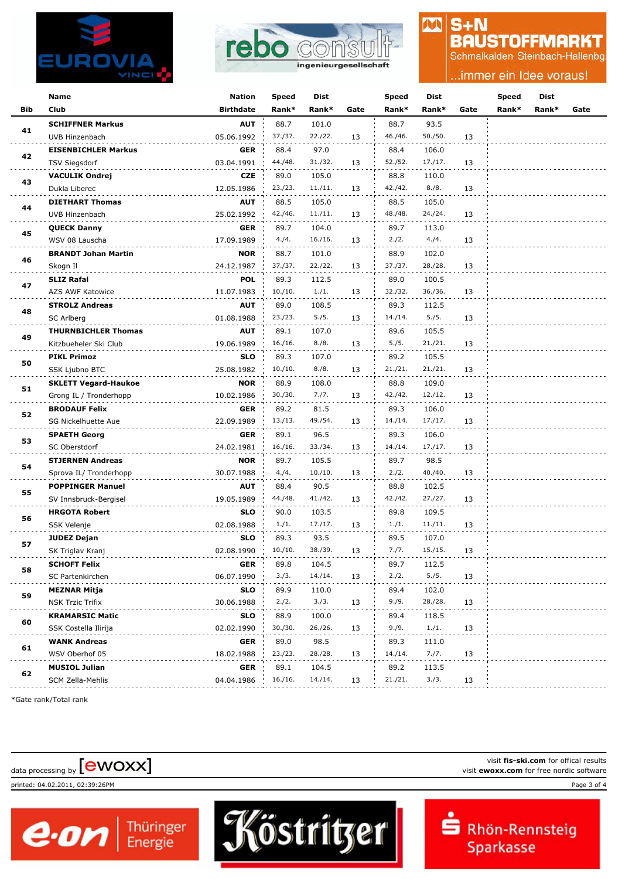| Bib | Name / Club | Nation / Birthdate | Speed Rank* | Dist Rank* | Gate | Speed Rank* | Dist Rank* | Gate | Speed Rank* | Dist Rank* | Gate |
|---|---|---|---|---|---|---|---|---|---|---|---|
| 41 | **SCHIFFNER Markus** | **AUT** | 88.7 | 101.0 | | 88.7 | 93.5 | | | | |
| | UVB Hinzenbach | 05.06.1992 | 37./37. | 22./22. | 13 | 46./46. | 50./50. | 13 | | | |
| 42 | **EISENBICHLER Markus** | **GER** | 88.4 | 97.0 | | 88.4 | 106.0 | | | | |
| | TSV Siegsdorf | 03.04.1991 | 44./48. | 31./32. | 13 | 52./52. | 17./17. | 13 | | | |
| 43 | **VACULIK Ondrej** | **CZE** | 89.0 | 105.0 | | 88.8 | 110.0 | | | | |
| | Dukla Liberec | 12.05.1986 | 23./23. | 11./11. | 13 | 42./42. | 8./8. | 13 | | | |
| 44 | **DIETHART Thomas** | **AUT** | 88.5 | 105.0 | | 88.5 | 105.0 | | | | |
| | UVB Hinzenbach | 25.02.1992 | 42./46. | 11./11. | 13 | 48./48. | 24./24. | 13 | | | |
| 45 | **QUECK Danny** | **GER** | 89.7 | 104.0 | | 89.7 | 113.0 | | | | |
| | WSV 08 Lauscha | 17.09.1989 | 4./4. | 16./16. | 13 | 2./2. | 4./4. | 13 | | | |
| 46 | **BRANDT Johan Martin** | **NOR** | 88.7 | 101.0 | | 88.9 | 102.0 | | | | |
| | Skogn Il | 24.12.1987 | 37./37. | 22./22. | 13 | 37./37. | 28./28. | 13 | | | |
| 47 | **SLIZ Rafal** | **POL** | 89.3 | 112.5 | | 89.0 | 100.5 | | | | |
| | AZS AWF Katowice | 11.07.1983 | 10./10. | 1./1. | 13 | 32./32. | 36./36. | 13 | | | |
| 48 | **STROLZ Andreas** | **AUT** | 89.0 | 108.5 | | 89.3 | 112.5 | | | | |
| | SC Arlberg | 01.08.1988 | 23./23. | 5./5. | 13 | 14./14. | 5./5. | 13 | | | |
| 49 | **THURNBICHLER Thomas** | **AUT** | 89.1 | 107.0 | | 89.6 | 105.5 | | | | |
| | Kitzbueheler Ski Club | 19.06.1989 | 16./16. | 8./8. | 13 | 5./5. | 21./21. | 13 | | | |
| 50 | **PIKL Primoz** | **SLO** | 89.3 | 107.0 | | 89.2 | 105.5 | | | | |
| | SSK Ljubno BTC | 25.08.1982 | 10./10. | 8./8. | 13 | 21./21. | 21./21. | 13 | | | |
| 51 | **SKLETT Vegard-Haukoe** | **NOR** | 88.9 | 108.0 | | 88.8 | 109.0 | | | | |
| | Grong IL / Tronderhopp | 10.02.1986 | 30./30. | 7./7. | 13 | 42./42. | 12./12. | 13 | | | |
| 52 | **BRODAUF Felix** | **GER** | 89.2 | 81.5 | | 89.3 | 106.0 | | | | |
| | SG Nickelhuette Aue | 22.09.1989 | 13./13. | 49./54. | 13 | 14./14. | 17./17. | 13 | | | |
| 53 | **SPAETH Georg** | **GER** | 89.1 | 96.5 | | 89.3 | 106.0 | | | | |
| | SC Oberstdorf | 24.02.1981 | 16./16. | 33./34. | 13 | 14./14. | 17./17. | 13 | | | |
| 54 | **STJERNEN Andreas** | **NOR** | 89.7 | 105.5 | | 89.7 | 98.5 | | | | |
| | Sprova IL/ Tronderhopp | 30.07.1988 | 4./4. | 10./10. | 13 | 2./2. | 40./40. | 13 | | | |
| 55 | **POPPINGER Manuel** | **AUT** | 88.4 | 90.5 | | 88.8 | 102.5 | | | | |
| | SV Innsbruck-Bergisel | 19.05.1989 | 44./48. | 41./42. | 13 | 42./42. | 27./27. | 13 | | | |
| 56 | **HRGOTA Robert** | **SLO** | 90.0 | 103.5 | | 89.8 | 109.5 | | | | |
| | SSK Velenje | 02.08.1988 | 1./1. | 17./17. | 13 | 1./1. | 11./11. | 13 | | | |
| 57 | **JUDEZ Dejan** | **SLO** | 89.3 | 93.5 | | 89.5 | 107.0 | | | | |
| | SK Triglav Kranj | 02.08.1990 | 10./10. | 38./39. | 13 | 7./7. | 15./15. | 13 | | | |
| 58 | **SCHOFT Felix** | **GER** | 89.8 | 104.5 | | 89.7 | 112.5 | | | | |
| | SC Partenkirchen | 06.07.1990 | 3./3. | 14./14. | 13 | 2./2. | 5./5. | 13 | | | |
| 59 | **MEZNAR Mitja** | **SLO** | 89.9 | 110.0 | | 89.4 | 102.0 | | | | |
| | NSK Trzic Trifix | 30.06.1988 | 2./2. | 3./3. | 13 | 9./9. | 28./28. | 13 | | | |
| 60 | **KRAMARSIC Matic** | **SLO** | 88.9 | 100.0 | | 89.4 | 118.5 | | | | |
| | SSK Costella Ilirija | 02.02.1990 | 30./30. | 26./26. | 13 | 9./9. | 1./1. | 13 | | | |
| 61 | **WANK Andreas** | **GER** | 89.0 | 98.5 | | 89.3 | 111.0 | | | | |
| | WSV Oberhof 05 | 18.02.1988 | 23./23. | 28./28. | 13 | 14./14. | 7./7. | 13 | | | |
| 62 | **MUSIOL Julian** | **GER** | 89.1 | 104.5 | | 89.2 | 113.5 | | | | |
| | SCM Zella-Mehlis | 04.04.1986 | 16./16. | 14./14. | 13 | 21./21. | 3./3. | 13 | | | |

*Gate rank/Total rank

data processing by [ewoxx]

visit **fis-ski.com** for offical results
visit **ewoxx.com** for free nordic software

printed: 04.02.2011, 02:39:26PM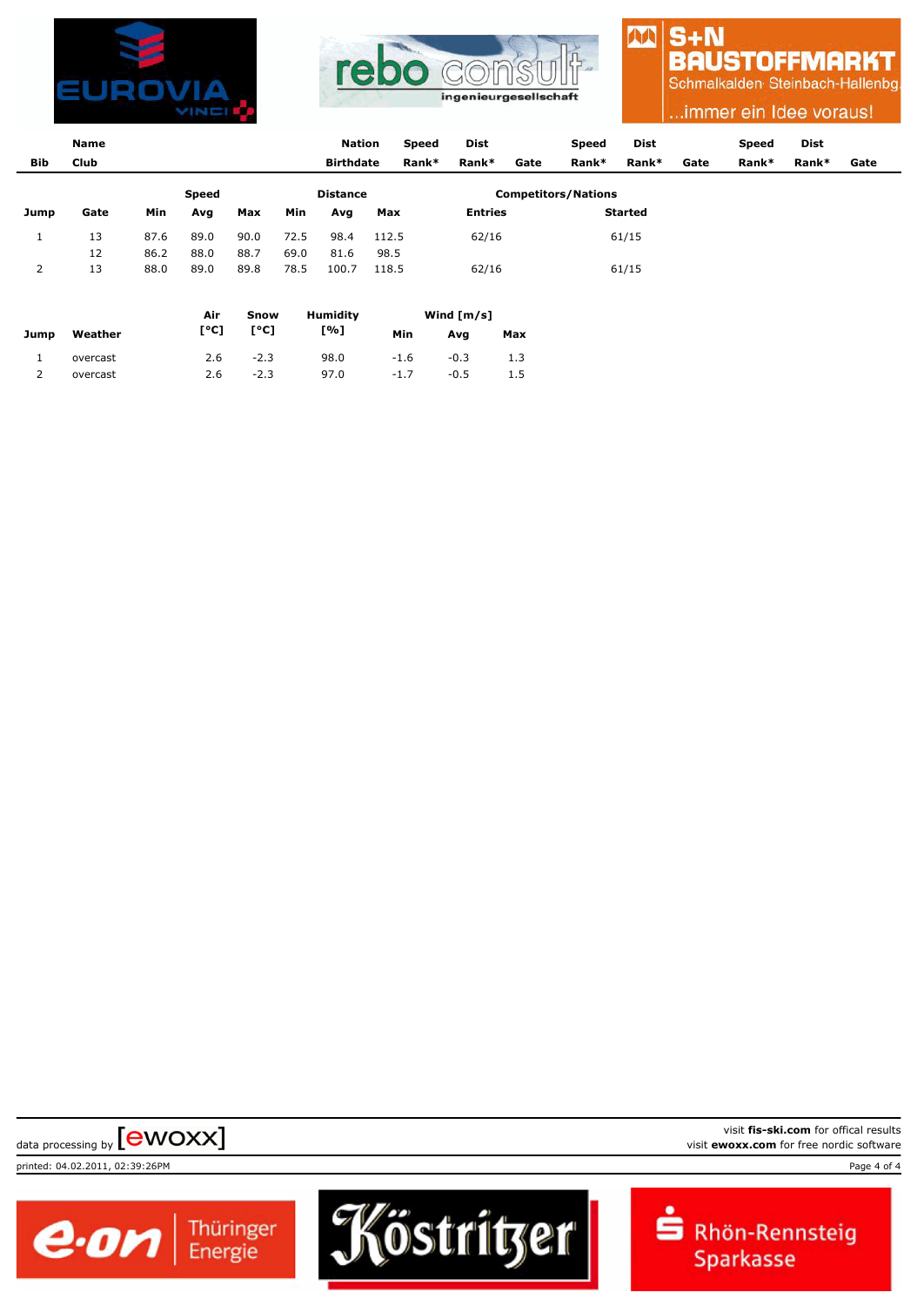| Bib | Name / Club | Nation / Birthdate | Speed Rank* | Dist Rank* | Gate | Speed Rank* | Dist Rank* | Gate | Speed Rank* | Dist Rank* | Gate |
|---|---|---|---|---|---|---|---|---|---|---|---|

| Jump | Gate | Speed | | | Distance | | | Competitors/Nations | |
|---|---|---|---|---|---|---|---|---|---|
| | | Min | Avg | Max | Min | Avg | Max | Entries | Started |
| 1 | 13 | 87.6 | 89.0 | 90.0 | 72.5 | 98.4 | 112.5 | 62/16 | 61/15 |
| | 12 | 86.2 | 88.0 | 88.7 | 69.0 | 81.6 | 98.5 | | |
| 2 | 13 | 88.0 | 89.0 | 89.8 | 78.5 | 100.7 | 118.5 | 62/16 | 61/15 |

| Jump | Weather | Air [°C] | Snow [°C] | Humidity [%] | Wind [m/s] | | |
|---|---|---|---|---|---|---|---|
| | | | | | Min | Avg | Max |
| 1 | overcast | 2.6 | -2.3 | 98.0 | -1.6 | -0.3 | 1.3 |
| 2 | overcast | 2.6 | -2.3 | 97.0 | -1.7 | -0.5 | 1.5 |

data processing by [ewoxx]

visit **fis-ski.com** for offical results
visit **ewoxx.com** for free nordic software

printed: 04.02.2011, 02:39:26PM